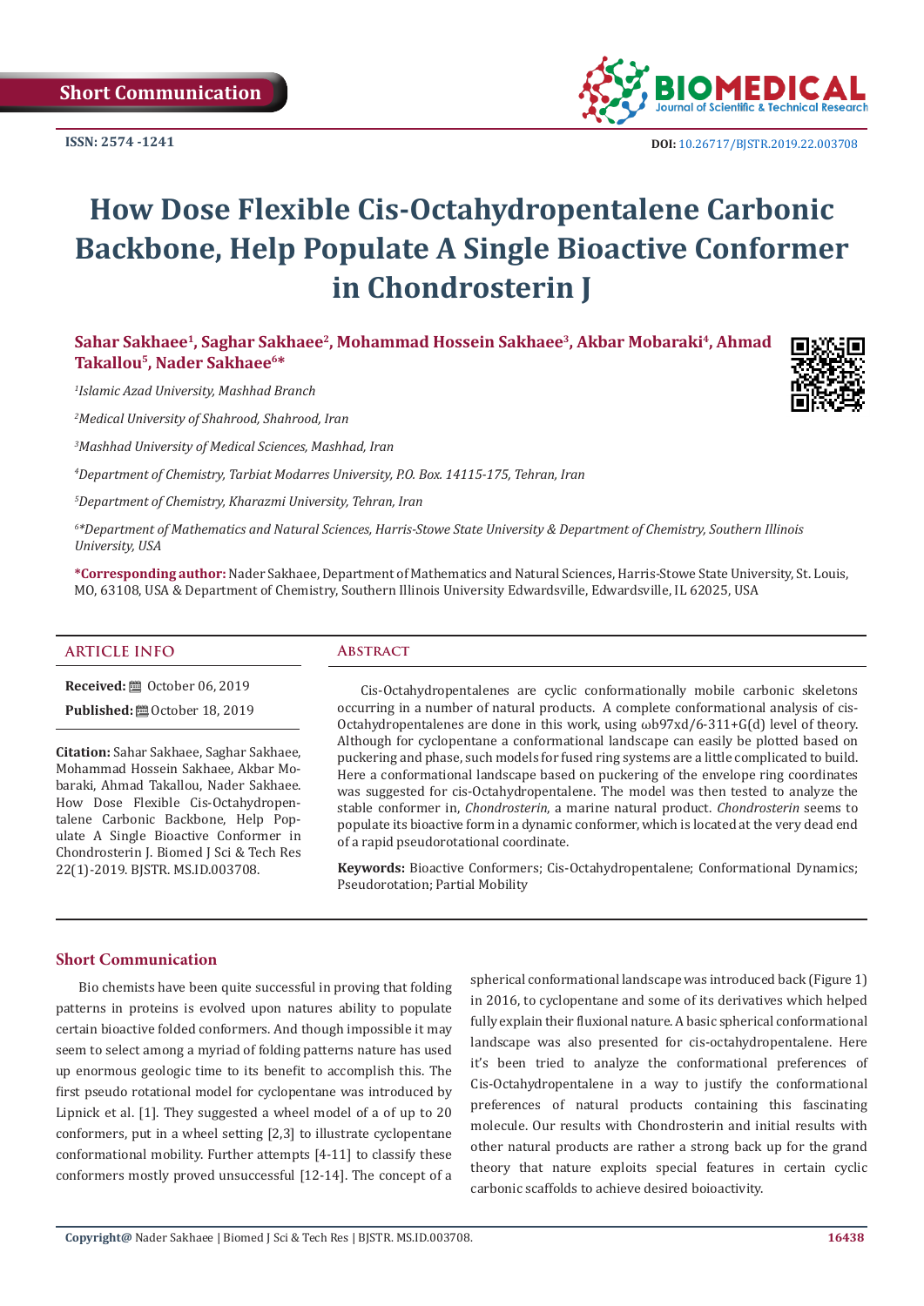Short Communication

ISSN: 2574 -1241

DOI: 10.26717/BJSTR.2019.22.003708

# How Dose Flexible Cis-Octahydropentalene Carbonic Backbone, Help Populate A Single Bioactive Conformer in Chondrosterin J

**Sahar Sakhaee[1], Saghar Sakhaee[2], Mohammad Hossein Sakhaee[3], Akbar Mobaraki[4], Ahmad Takallou[5], Nader Sakhaee[6*]**

[1]*Islamic Azad University, Mashhad Branch*

[2]*Medical University of Shahrood, Shahrood, Iran*

[3]*Mashhad University of Medical Sciences, Mashhad, Iran*

[4]*Department of Chemistry, Tarbiat Modarres University, P.O. Box. 14115-175, Tehran, Iran*

[5]*Department of Chemistry, Kharazmi University, Tehran, Iran*

[6*]*Department of Mathematics and Natural Sciences, Harris-Stowe State University & Department of Chemistry, Southern Illinois University, USA*

**\*Corresponding author:** Nader Sakhaee, Department of Mathematics and Natural Sciences, Harris-Stowe State University, St. Louis, MO, 63108, USA & Department of Chemistry, Southern Illinois University Edwardsville, Edwardsville, IL 62025, USA

## ARTICLE INFO

**Received:** October 06, 2019

**Published:** October 18, 2019

**Citation:** Sahar Sakhaee, Saghar Sakhaee, Mohammad Hossein Sakhaee, Akbar Mobaraki, Ahmad Takallou, Nader Sakhaee. How Dose Flexible Cis-Octahydropentalene Carbonic Backbone, Help Populate A Single Bioactive Conformer in Chondrosterin J. Biomed J Sci & Tech Res 22(1)-2019. BJSTR. MS.ID.003708.

## Abstract

Cis-Octahydropentalenes are cyclic conformationally mobile carbonic skeletons occurring in a number of natural products. A complete conformational analysis of cis-Octahydropentalenes are done in this work, using ωb97xd/6-311+G(d) level of theory. Although for cyclopentane a conformational landscape can easily be plotted based on puckering and phase, such models for fused ring systems are a little complicated to build. Here a conformational landscape based on puckering of the envelope ring coordinates was suggested for cis-Octahydropentalene. The model was then tested to analyze the stable conformer in, *Chondrosterin*, a marine natural product. *Chondrosterin* seems to populate its bioactive form in a dynamic conformer, which is located at the very dead end of a rapid pseudorotational coordinate.

**Keywords:** Bioactive Conformers; Cis-Octahydropentalene; Conformational Dynamics; Pseudorotation; Partial Mobility

## Short Communication

Bio chemists have been quite successful in proving that folding patterns in proteins is evolved upon natures ability to populate certain bioactive folded conformers. And though impossible it may seem to select among a myriad of folding patterns nature has used up enormous geologic time to its benefit to accomplish this. The first pseudo rotational model for cyclopentane was introduced by Lipnick et al. [1]. They suggested a wheel model of a of up to 20 conformers, put in a wheel setting [2,3] to illustrate cyclopentane conformational mobility. Further attempts [4-11] to classify these conformers mostly proved unsuccessful [12-14]. The concept of a spherical conformational landscape was introduced back (Figure 1) in 2016, to cyclopentane and some of its derivatives which helped fully explain their fluxional nature. A basic spherical conformational landscape was also presented for cis-octahydropentalene. Here it's been tried to analyze the conformational preferences of Cis-Octahydropentalene in a way to justify the conformational preferences of natural products containing this fascinating molecule. Our results with Chondrosterin and initial results with other natural products are rather a strong back up for the grand theory that nature exploits special features in certain cyclic carbonic scaffolds to achieve desired bioactivity.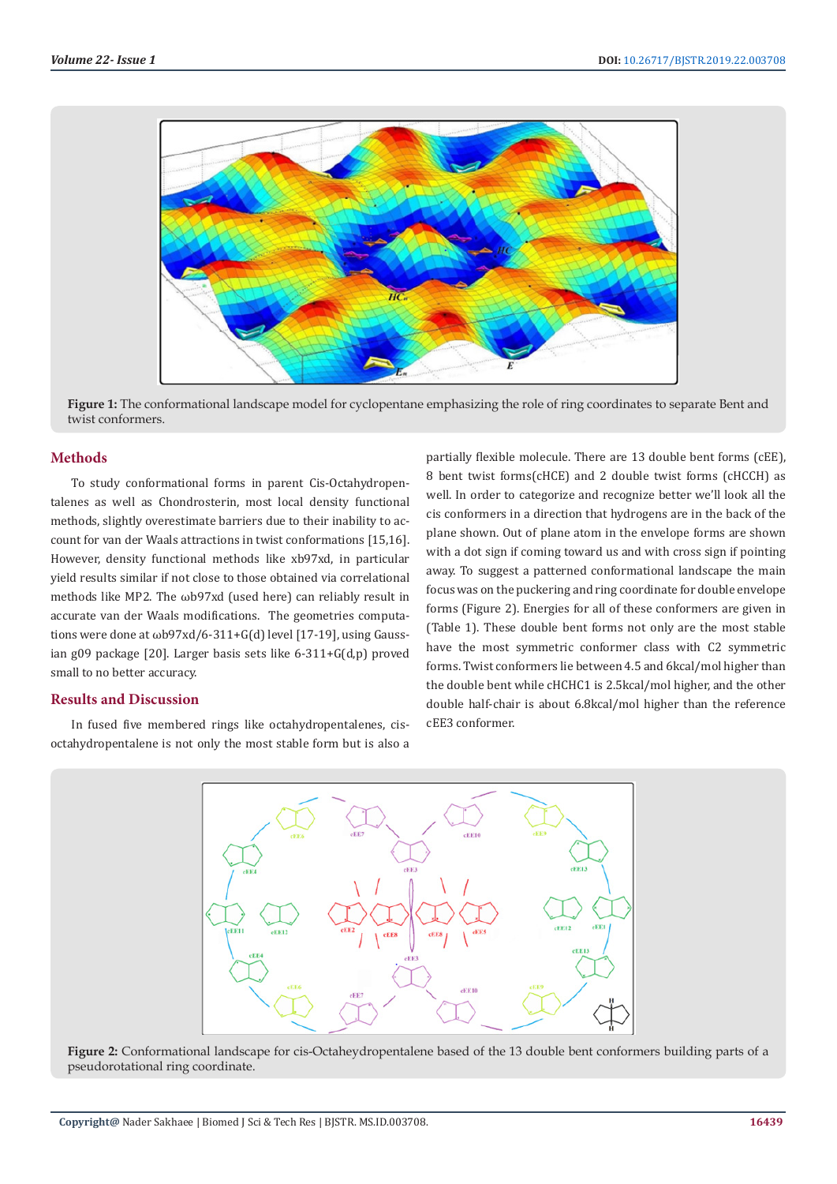Figure 1: The conformational landscape model for cyclopentane emphasizing the role of ring coordinates to separate Bent and twist conformers.

## Methods

To study conformational forms in parent Cis-Octahydropentalenes as well as Chondrosterin, most local density functional methods, slightly overestimate barriers due to their inability to account for van der Waals attractions in twist conformations [15,16]. However, density functional methods like xb97xd, in particular yield results similar if not close to those obtained via correlational methods like MP2. The ωb97xd (used here) can reliably result in accurate van der Waals modifications. The geometries computations were done at ωb97xd/6-311+G(d) level [17-19], using Gaussian g09 package [20]. Larger basis sets like 6-311+G(d,p) proved small to no better accuracy.

## Results and Discussion

In fused five membered rings like octahydropentalenes, cis-octahydropentalene is not only the most stable form but is also a partially flexible molecule. There are 13 double bent forms (cEE), 8 bent twist forms(cHCE) and 2 double twist forms (cHCCH) as well. In order to categorize and recognize better we'll look all the cis conformers in a direction that hydrogens are in the back of the plane shown. Out of plane atom in the envelope forms are shown with a dot sign if coming toward us and with cross sign if pointing away. To suggest a patterned conformational landscape the main focus was on the puckering and ring coordinate for double envelope forms (Figure 2). Energies for all of these conformers are given in (Table 1). These double bent forms not only are the most stable have the most symmetric conformer class with C2 symmetric forms. Twist conformers lie between 4.5 and 6kcal/mol higher than the double bent while cHCHC1 is 2.5kcal/mol higher, and the other double half-chair is about 6.8kcal/mol higher than the reference cEE3 conformer.

Figure 2: Conformational landscape for cis-Octaheydropentalene based of the 13 double bent conformers building parts of a pseudorotational ring coordinate.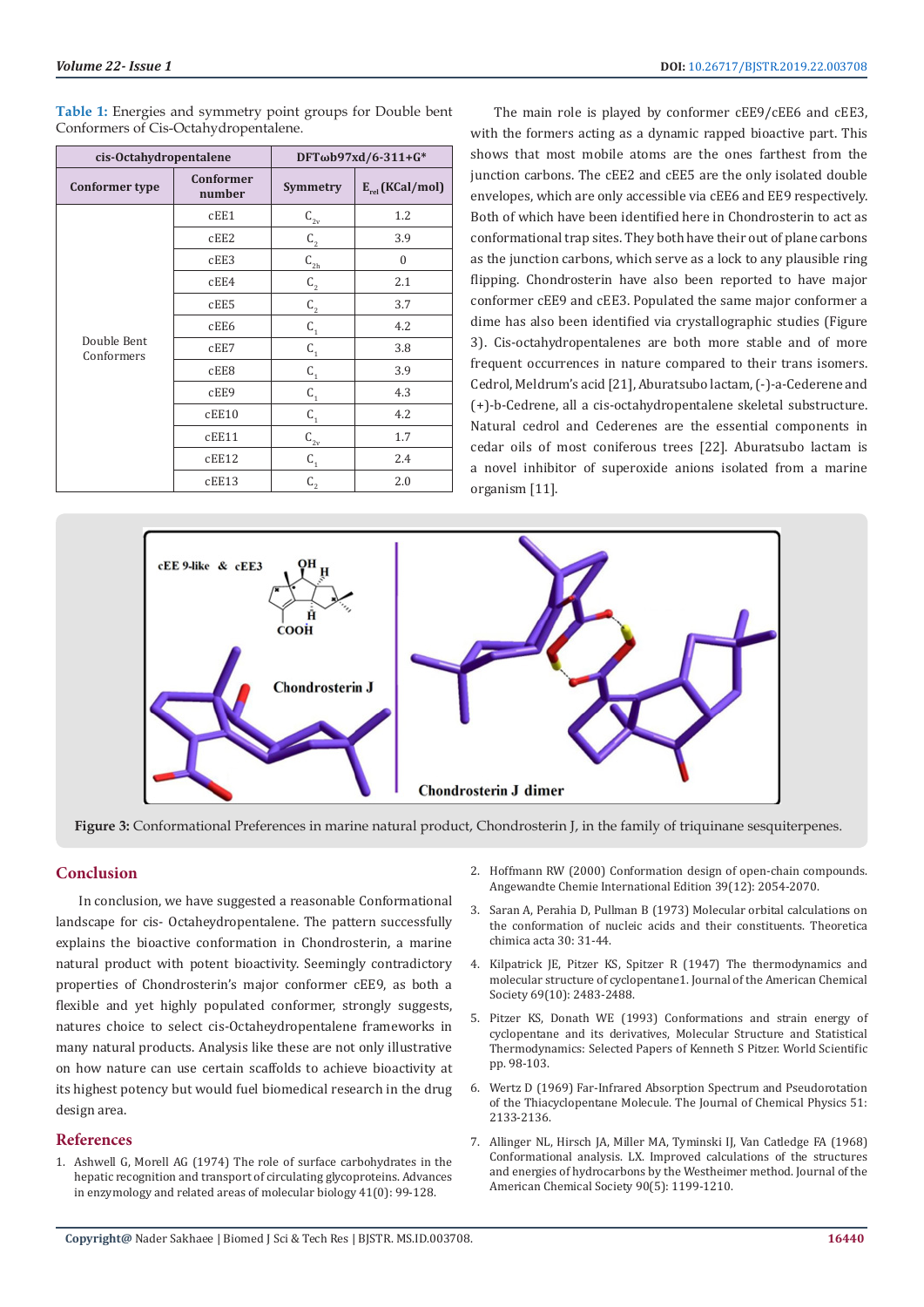**Table 1:** Energies and symmetry point groups for Double bent Conformers of Cis-Octahydropentalene.

| cis-Octahydropentalene | | DFTωb97xd/6-311+G* | |
|---|---|---|---|
| Conformer type | Conformer number | Symmetry | $E_{rel}$ (KCal/mol) |
| Double Bent Conformers | cEE1 | $C_{2v}$ | 1.2 |
| | cEE2 | $C_2$ | 3.9 |
| | cEE3 | $C_{2h}$ | 0 |
| | cEE4 | $C_2$ | 2.1 |
| | cEE5 | $C_2$ | 3.7 |
| | cEE6 | $C_1$ | 4.2 |
| | cEE7 | $C_1$ | 3.8 |
| | cEE8 | $C_1$ | 3.9 |
| | cEE9 | $C_1$ | 4.3 |
| | cEE10 | $C_1$ | 4.2 |
| | cEE11 | $C_{2v}$ | 1.7 |
| | cEE12 | $C_1$ | 2.4 |
| | cEE13 | $C_2$ | 2.0 |

The main role is played by conformer cEE9/cEE6 and cEE3, with the formers acting as a dynamic rapped bioactive part. This shows that most mobile atoms are the ones farthest from the junction carbons. The cEE2 and cEE5 are the only isolated double envelopes, which are only accessible via cEE6 and EE9 respectively. Both of which have been identified here in Chondrosterin to act as conformational trap sites. They both have their out of plane carbons as the junction carbons, which serve as a lock to any plausible ring flipping. Chondrosterin have also been reported to have major conformer cEE9 and cEE3. Populated the same major conformer a dime has also been identified via crystallographic studies (Figure 3). Cis-octahydropentalenes are both more stable and of more frequent occurrences in nature compared to their trans isomers. Cedrol, Meldrum's acid [21], Aburatsubo lactam, (-)-a-Cederene and (+)-b-Cedrene, all a cis-octahydropentalene skeletal substructure. Natural cedrol and Cederenes are the essential components in cedar oils of most coniferous trees [22]. Aburatsubo lactam is a novel inhibitor of superoxide anions isolated from a marine organism [11].

**Figure 3:** Conformational Preferences in marine natural product, Chondrosterin J, in the family of triquinane sesquiterpenes.

## Conclusion

In conclusion, we have suggested a reasonable Conformational landscape for cis- Octaheydropentalene. The pattern successfully explains the bioactive conformation in Chondrosterin, a marine natural product with potent bioactivity. Seemingly contradictory properties of Chondrosterin's major conformer cEE9, as both a flexible and yet highly populated conformer, strongly suggests, natures choice to select cis-Octaheydropentalene frameworks in many natural products. Analysis like these are not only illustrative on how nature can use certain scaffolds to achieve bioactivity at its highest potency but would fuel biomedical research in the drug design area.

## References

1. Ashwell G, Morell AG (1974) The role of surface carbohydrates in the hepatic recognition and transport of circulating glycoproteins. Advances in enzymology and related areas of molecular biology 41(0): 99-128.
2. Hoffmann RW (2000) Conformation design of open-chain compounds. Angewandte Chemie International Edition 39(12): 2054-2070.
3. Saran A, Perahia D, Pullman B (1973) Molecular orbital calculations on the conformation of nucleic acids and their constituents. Theoretica chimica acta 30: 31-44.
4. Kilpatrick JE, Pitzer KS, Spitzer R (1947) The thermodynamics and molecular structure of cyclopentane1. Journal of the American Chemical Society 69(10): 2483-2488.
5. Pitzer KS, Donath WE (1993) Conformations and strain energy of cyclopentane and its derivatives, Molecular Structure and Statistical Thermodynamics: Selected Papers of Kenneth S Pitzer. World Scientific pp. 98-103.
6. Wertz D (1969) Far-Infrared Absorption Spectrum and Pseudorotation of the Thiacyclopentane Molecule. The Journal of Chemical Physics 51: 2133-2136.
7. Allinger NL, Hirsch JA, Miller MA, Tyminski IJ, Van Catledge FA (1968) Conformational analysis. LX. Improved calculations of the structures and energies of hydrocarbons by the Westheimer method. Journal of the American Chemical Society 90(5): 1199-1210.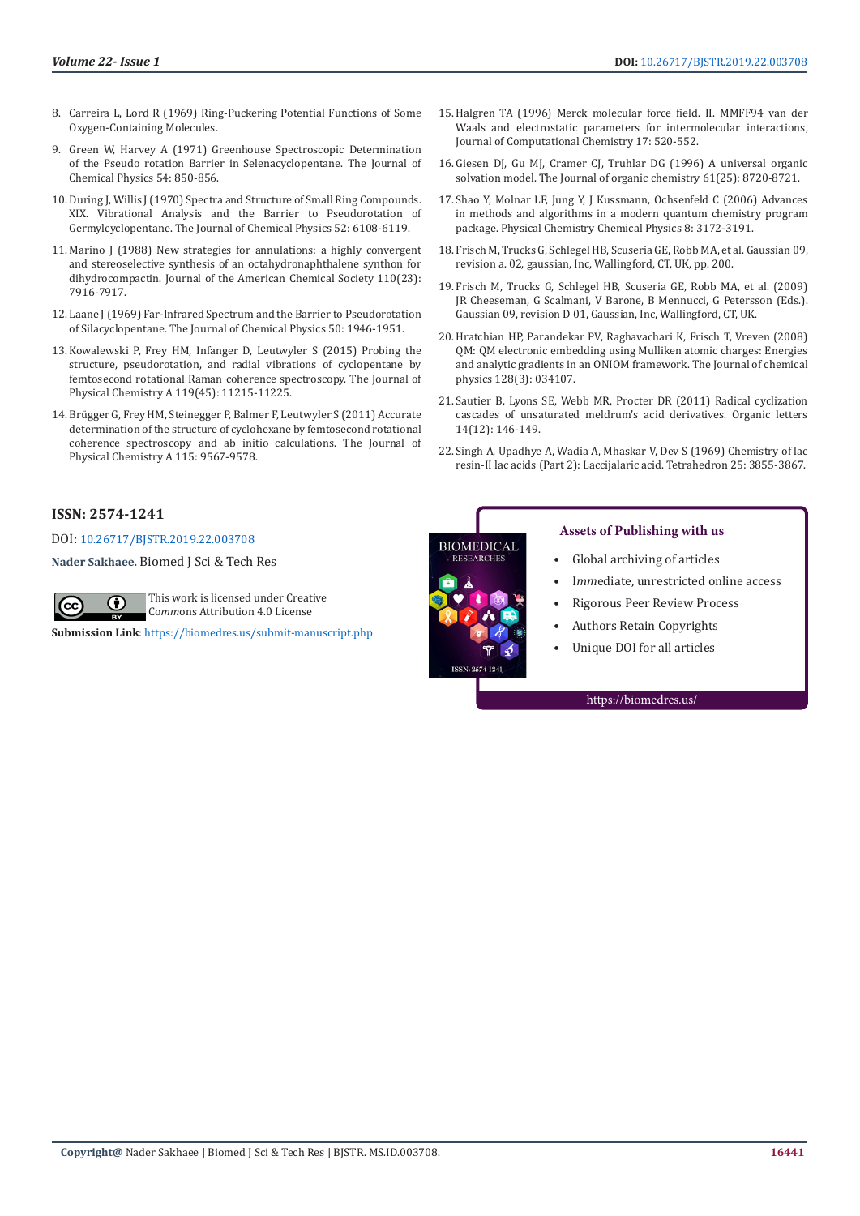8. Carreira L, Lord R (1969) Ring-Puckering Potential Functions of Some Oxygen-Containing Molecules.
9. Green W, Harvey A (1971) Greenhouse Spectroscopic Determination of the Pseudo rotation Barrier in Selenacyclopentane. The Journal of Chemical Physics 54: 850-856.
10. During J, Willis J (1970) Spectra and Structure of Small Ring Compounds. XIX. Vibrational Analysis and the Barrier to Pseudorotation of Germylcyclopentane. The Journal of Chemical Physics 52: 6108-6119.
11. Marino J (1988) New strategies for annulations: a highly convergent and stereoselective synthesis of an octahydronaphthalene synthon for dihydrocompactin. Journal of the American Chemical Society 110(23): 7916-7917.
12. Laane J (1969) Far-Infrared Spectrum and the Barrier to Pseudorotation of Silacyclopentane. The Journal of Chemical Physics 50: 1946-1951.
13. Kowalewski P, Frey HM, Infanger D, Leutwyler S (2015) Probing the structure, pseudorotation, and radial vibrations of cyclopentane by femtosecond rotational Raman coherence spectroscopy. The Journal of Physical Chemistry A 119(45): 11215-11225.
14. Brügger G, Frey HM, Steinegger P, Balmer F, Leutwyler S (2011) Accurate determination of the structure of cyclohexane by femtosecond rotational coherence spectroscopy and ab initio calculations. The Journal of Physical Chemistry A 115: 9567-9578.
15. Halgren TA (1996) Merck molecular force field. II. MMFF94 van der Waals and electrostatic parameters for intermolecular interactions, Journal of Computational Chemistry 17: 520-552.
16. Giesen DJ, Gu MJ, Cramer CJ, Truhlar DG (1996) A universal organic solvation model. The Journal of organic chemistry 61(25): 8720-8721.
17. Shao Y, Molnar LF, Jung Y, J Kussmann, Ochsenfeld C (2006) Advances in methods and algorithms in a modern quantum chemistry program package. Physical Chemistry Chemical Physics 8: 3172-3191.
18. Frisch M, Trucks G, Schlegel HB, Scuseria GE, Robb MA, et al. Gaussian 09, revision a. 02, gaussian, Inc, Wallingford, CT, UK, pp. 200.
19. Frisch M, Trucks G, Schlegel HB, Scuseria GE, Robb MA, et al. (2009) JR Cheeseman, G Scalmani, V Barone, B Mennucci, G Petersson (Eds.). Gaussian 09, revision D 01, Gaussian, Inc, Wallingford, CT, UK.
20. Hratchian HP, Parandekar PV, Raghavachari K, Frisch T, Vreven (2008) QM: QM electronic embedding using Mulliken atomic charges: Energies and analytic gradients in an ONIOM framework. The Journal of chemical physics 128(3): 034107.
21. Sautier B, Lyons SE, Webb MR, Procter DR (2011) Radical cyclization cascades of unsaturated meldrum's acid derivatives. Organic letters 14(12): 146-149.
22. Singh A, Upadhye A, Wadia A, Mhaskar V, Dev S (1969) Chemistry of lac resin-II lac acids (Part 2): Laccijalaric acid. Tetrahedron 25: 3855-3867.

**ISSN: 2574-1241**

DOI: 10.26717/BJSTR.2019.22.003708

**Nader Sakhaee.** Biomed J Sci & Tech Res

This work is licensed under Creative Commons Attribution 4.0 License

**Submission Link**: https://biomedres.us/submit-manuscript.php

**Assets of Publishing with us**

- Global archiving of articles
- Immediate, unrestricted online access
- Rigorous Peer Review Process
- Authors Retain Copyrights
- Unique DOI for all articles

https://biomedres.us/